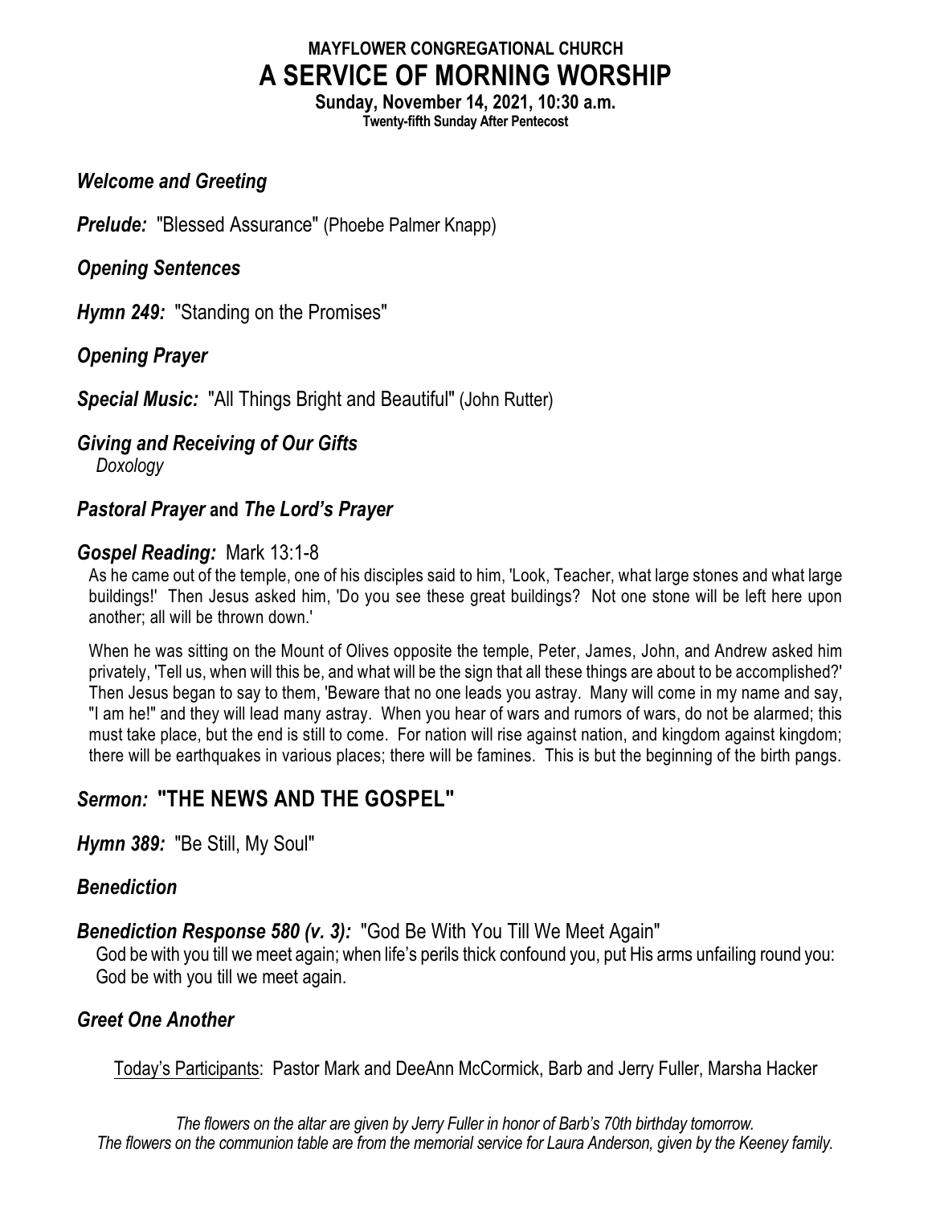**MAYFLOWER CONGREGATIONAL CHURCH**

# A SERVICE OF MORNING WORSHIP

**Sunday, November 14, 2021, 10:30 a.m.**

**Twenty-fifth Sunday After Pentecost**

***Welcome and Greeting***

***Prelude:*** "Blessed Assurance" (Phoebe Palmer Knapp)

***Opening Sentences***

***Hymn 249:*** "Standing on the Promises"

***Opening Prayer***

***Special Music:*** "All Things Bright and Beautiful" (John Rutter)

***Giving and Receiving of Our Gifts***

*Doxology*

***Pastoral Prayer* and *The Lord's Prayer***

***Gospel Reading:*** Mark 13:1-8

As he came out of the temple, one of his disciples said to him, 'Look, Teacher, what large stones and what large buildings!' Then Jesus asked him, 'Do you see these great buildings? Not one stone will be left here upon another; all will be thrown down.'

When he was sitting on the Mount of Olives opposite the temple, Peter, James, John, and Andrew asked him privately, 'Tell us, when will this be, and what will be the sign that all these things are about to be accomplished?' Then Jesus began to say to them, 'Beware that no one leads you astray. Many will come in my name and say, "I am he!" and they will lead many astray. When you hear of wars and rumors of wars, do not be alarmed; this must take place, but the end is still to come. For nation will rise against nation, and kingdom against kingdom; there will be earthquakes in various places; there will be famines. This is but the beginning of the birth pangs.

## *Sermon:* "THE NEWS AND THE GOSPEL"

***Hymn 389:*** "Be Still, My Soul"

***Benediction***

***Benediction Response 580 (v. 3):*** "God Be With You Till We Meet Again"

God be with you till we meet again; when life's perils thick confound you, put His arms unfailing round you: God be with you till we meet again.

***Greet One Another***

Today's Participants: Pastor Mark and DeeAnn McCormick, Barb and Jerry Fuller, Marsha Hacker

*The flowers on the altar are given by Jerry Fuller in honor of Barb's 70th birthday tomorrow.*
*The flowers on the communion table are from the memorial service for Laura Anderson, given by the Keeney family.*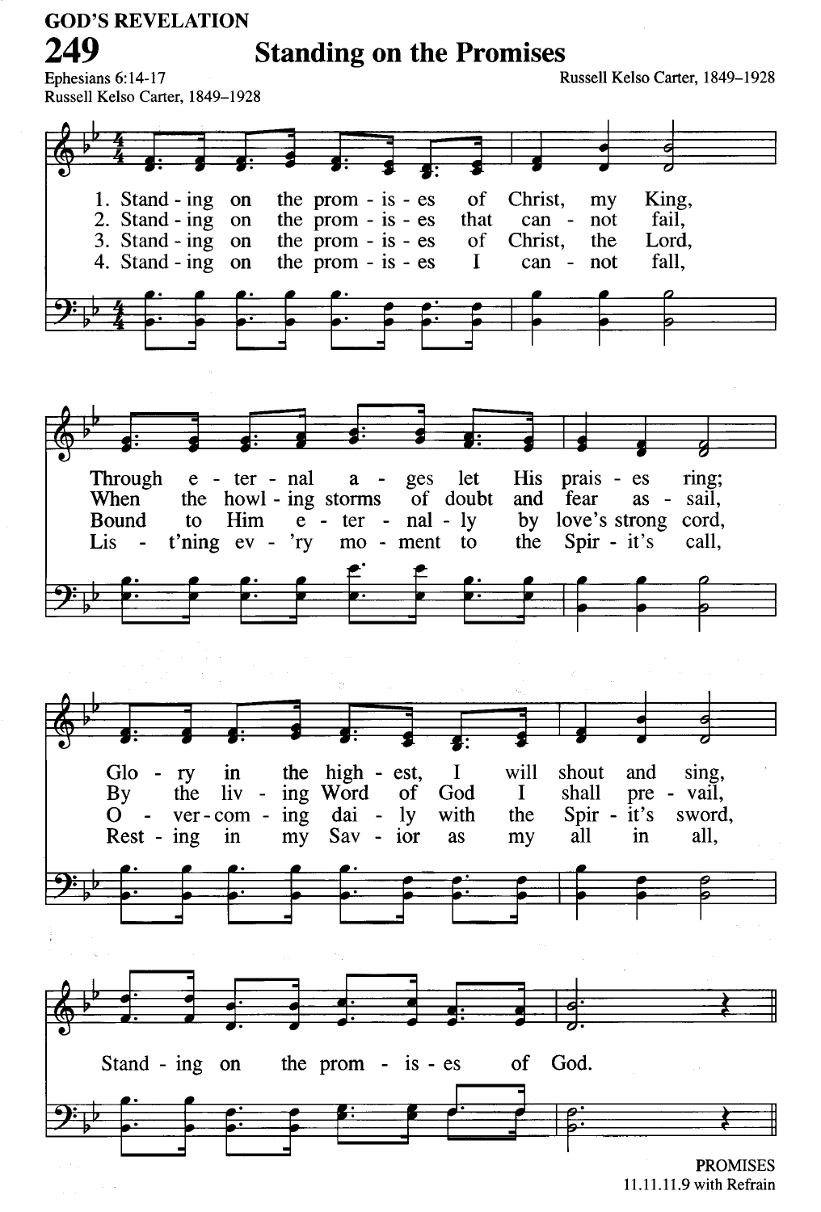GOD'S REVELATION

# 249 Standing on the Promises

Ephesians 6:14-17
Russell Kelso Carter, 1849–1928

Russell Kelso Carter, 1849–1928

1. Standing on the promises of Christ, my King,
Through eternal ages let His praises ring;
Glory in the highest, I will shout and sing,
Standing on the promises of God.

2. Standing on the promises that cannot fail,
When the howling storms of doubt and fear assail,
By the living Word of God I shall prevail,
Standing on the promises of God.

3. Standing on the promises of Christ, the Lord,
Bound to Him eternally by love's strong cord,
Overcoming daily with the Spirit's sword,
Standing on the promises of God.

4. Standing on the promises I cannot fall,
Lis-t'ning ev'ry moment to the Spirit's call,
Resting in my Savior as my all in all,
Standing on the promises of God.

PROMISES
11.11.11.9 with Refrain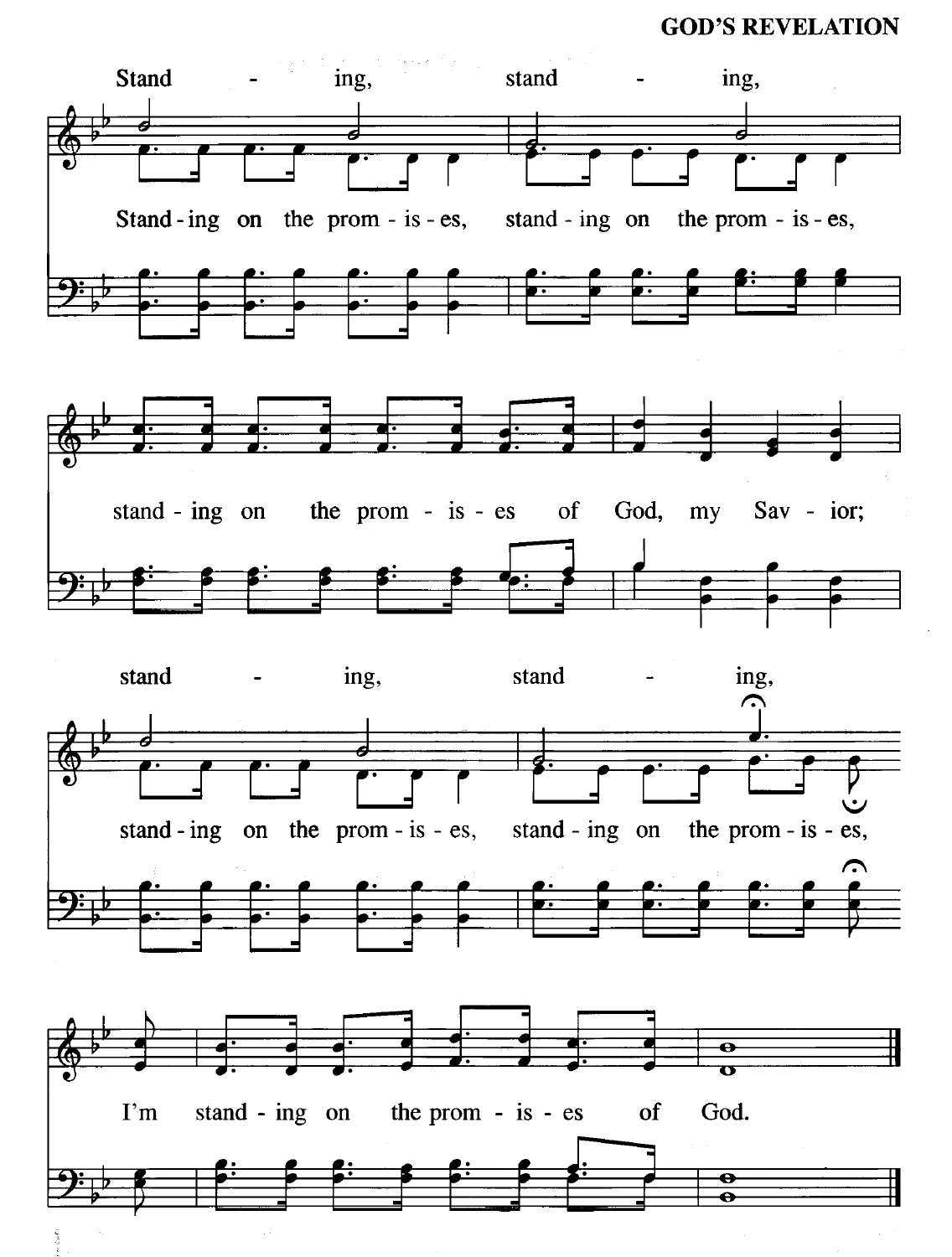Stand - ing, stand - ing,

Stand - ing on the prom - is - es, stand - ing on the prom - is - es,

stand - ing on the prom - is - es of God, my Sav - ior;

stand - ing, stand - ing,

stand - ing on the prom - is - es, stand - ing on the prom - is - es,

I'm stand - ing on the prom - is - es of God.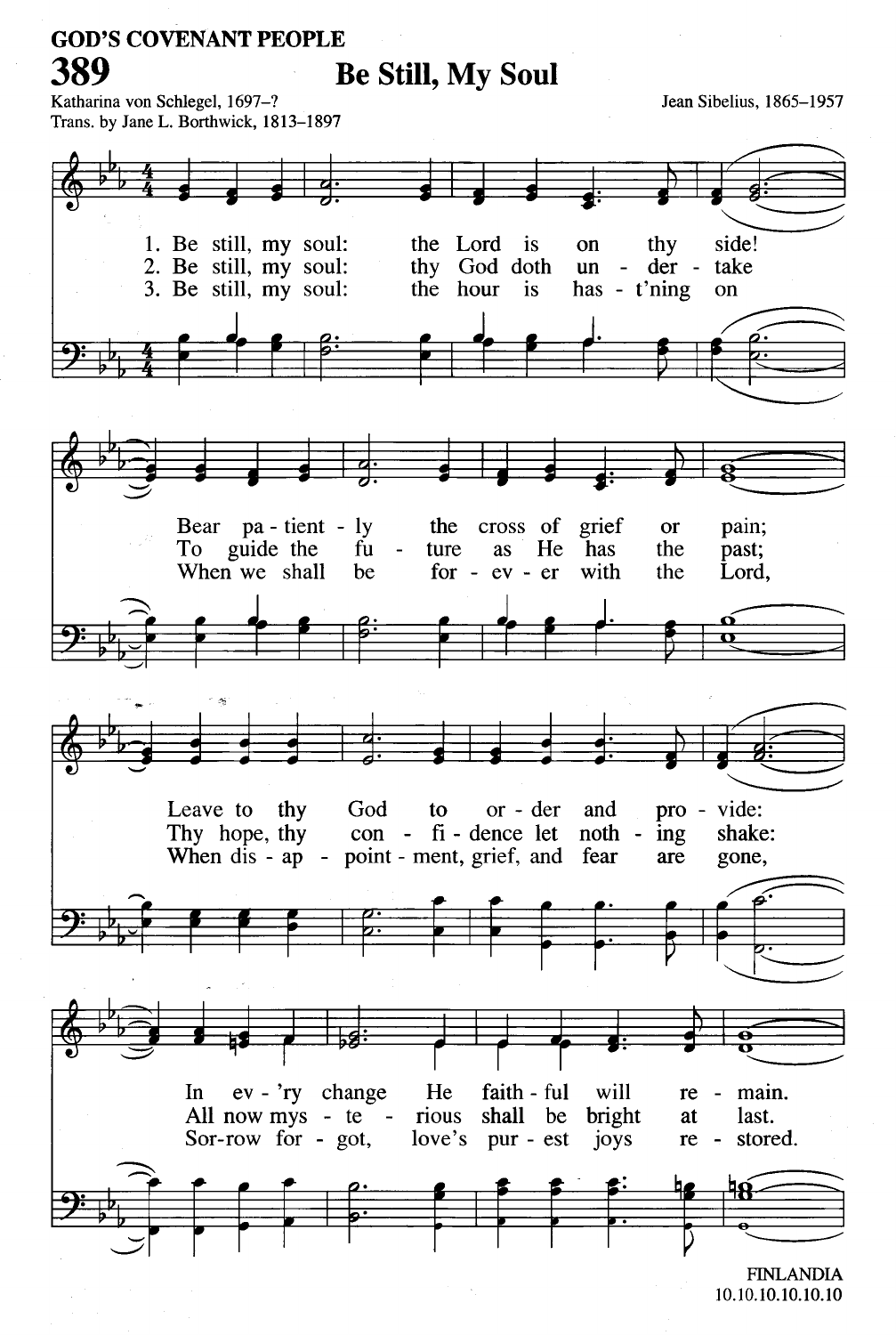GOD'S COVENANT PEOPLE

# 389 Be Still, My Soul

Katharina von Schlegel, 1697–?
Trans. by Jane L. Borthwick, 1813–1897

Jean Sibelius, 1865–1957

1. Be still, my soul: the Lord is on thy side!
Bear pa - tient - ly the cross of grief or pain;
Leave to thy God to or - der and pro - vide:
In ev - 'ry change He faith - ful will re - main.

2. Be still, my soul: thy God doth un - der - take
To guide the fu - ture as He has the past;
Thy hope, thy con - fi - dence let noth - ing shake:
All now mys - te - rious shall be bright at last.

3. Be still, my soul: the hour is has - t'ning on
When we shall be for - ev - er with the Lord,
When dis - ap - point - ment, grief, and fear are gone,
Sor-row for - got, love's pur - est joys re - stored.

FINLANDIA
10.10.10.10.10.10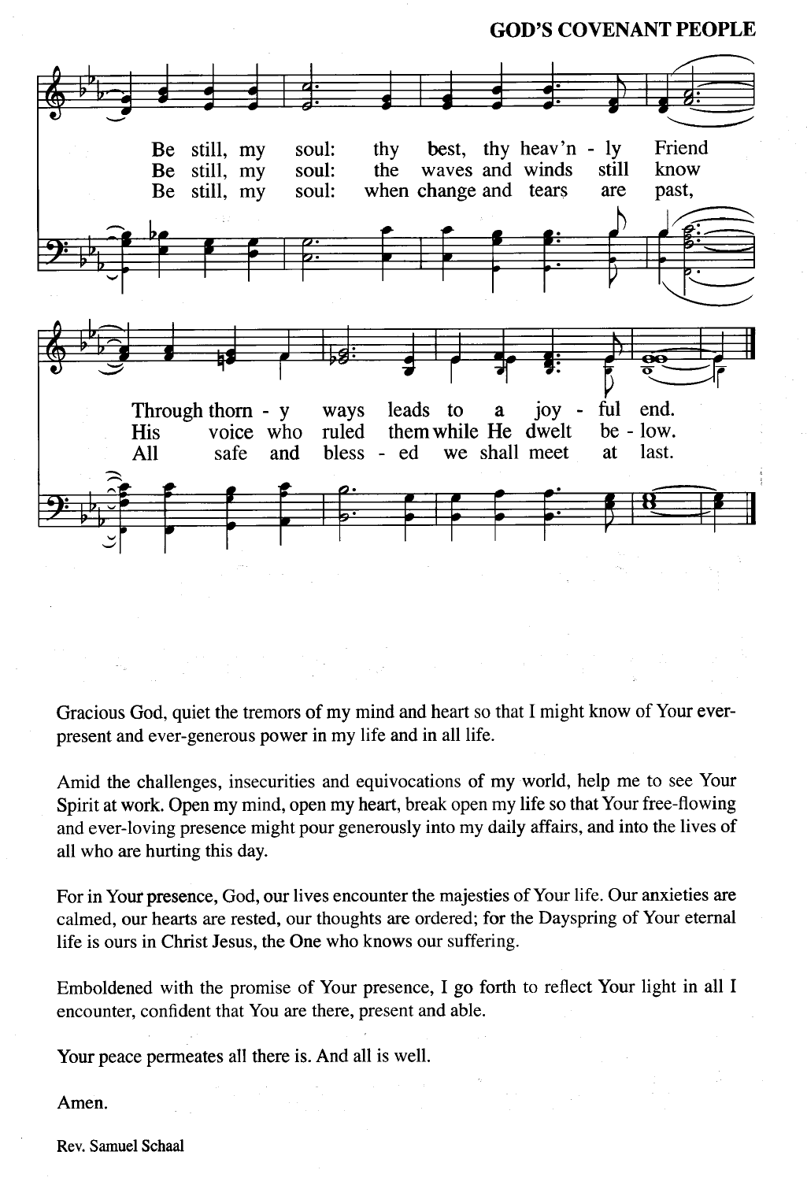Be still, my soul: thy best, thy heav'n - ly Friend
Through thorn - y ways leads to a joy - ful end.

Be still, my soul: the waves and winds still know
His voice who ruled them while He dwelt be - low.

Be still, my soul: when change and tears are past,
All safe and bless - ed we shall meet at last.

Gracious God, quiet the tremors of my mind and heart so that I might know of Your ever-present and ever-generous power in my life and in all life.

Amid the challenges, insecurities and equivocations of my world, help me to see Your Spirit at work. Open my mind, open my heart, break open my life so that Your free-flowing and ever-loving presence might pour generously into my daily affairs, and into the lives of all who are hurting this day.

For in Your presence, God, our lives encounter the majesties of Your life. Our anxieties are calmed, our hearts are rested, our thoughts are ordered; for the Dayspring of Your eternal life is ours in Christ Jesus, the One who knows our suffering.

Emboldened with the promise of Your presence, I go forth to reflect Your light in all I encounter, confident that You are there, present and able.

Your peace permeates all there is. And all is well.

Amen.

Rev. Samuel Schaal